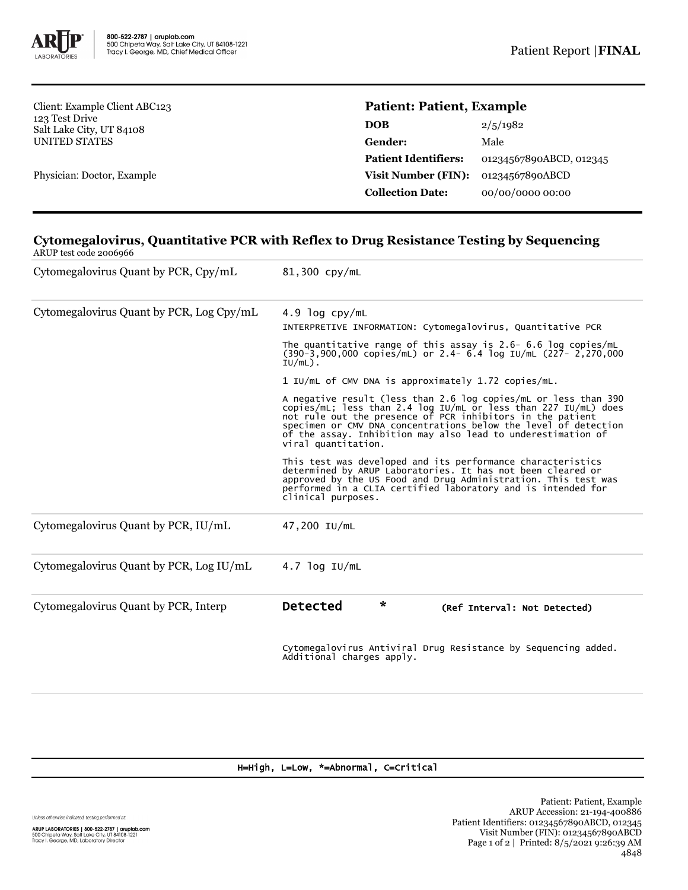800-522-2787 | aruplab.com
500 Chipeta Way, Salt Lake City, UT 84108-1221
Tracy I. George, MD, Chief Medical Officer

Patient Report | **FINAL**

Client: Example Client ABC123
123 Test Drive
Salt Lake City, UT 84108
UNITED STATES

Physician: Doctor, Example

**Patient: Patient, Example**

| | |
|---|---|
| **DOB** | 2/5/1982 |
| **Gender:** | Male |
| **Patient Identifiers:** | 01234567890ABCD, 012345 |
| **Visit Number (FIN):** | 01234567890ABCD |
| **Collection Date:** | 00/00/0000 00:00 |

## Cytomegalovirus, Quantitative PCR with Reflex to Drug Resistance Testing by Sequencing

ARUP test code 2006966

| | |
|---|---|
| Cytomegalovirus Quant by PCR, Cpy/mL | 81,300 cpy/mL |
| Cytomegalovirus Quant by PCR, Log Cpy/mL | 4.9 log cpy/mL<br>INTERPRETIVE INFORMATION: Cytomegalovirus, Quantitative PCR<br><br>The quantitative range of this assay is 2.6- 6.6 log copies/mL (390-3,900,000 copies/mL) or 2.4- 6.4 log IU/mL (227- 2,270,000 IU/mL).<br><br>1 IU/mL of CMV DNA is approximately 1.72 copies/mL.<br><br>A negative result (less than 2.6 log copies/mL or less than 390 copies/mL; less than 2.4 log IU/mL or less than 227 IU/mL) does not rule out the presence of PCR inhibitors in the patient specimen or CMV DNA concentrations below the level of detection of the assay. Inhibition may also lead to underestimation of viral quantitation.<br><br>This test was developed and its performance characteristics determined by ARUP Laboratories. It has not been cleared or approved by the US Food and Drug Administration. This test was performed in a CLIA certified laboratory and is intended for clinical purposes. |
| Cytomegalovirus Quant by PCR, IU/mL | 47,200 IU/mL |
| Cytomegalovirus Quant by PCR, Log IU/mL | 4.7 log IU/mL |
| Cytomegalovirus Quant by PCR, Interp | **Detected** * (Ref Interval: Not Detected)<br><br>Cytomegalovirus Antiviral Drug Resistance by Sequencing added. Additional charges apply. |

H=High, L=Low, *=Abnormal, C=Critical

Unless otherwise indicated, testing performed at:
ARUP LABORATORIES | 800-522-2787 | aruplab.com
500 Chipeta Way, Salt Lake City, UT 84108-1221
Tracy I. George, MD, Laboratory Director

Patient: Patient, Example
ARUP Accession: 21-194-400886
Patient Identifiers: 01234567890ABCD, 012345
Visit Number (FIN): 01234567890ABCD
Printed: 8/5/2021 9:26:39 AM
4848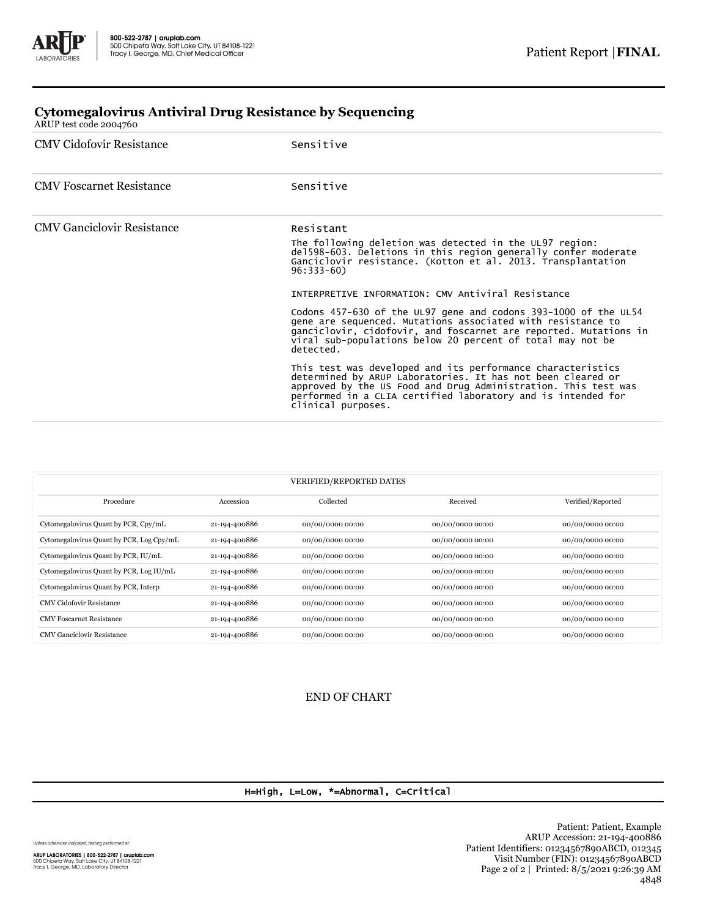## Cytomegalovirus Antiviral Drug Resistance by Sequencing

ARUP test code 2004760

| | |
|---|---|
| CMV Cidofovir Resistance | Sensitive |
| CMV Foscarnet Resistance | Sensitive |
| CMV Ganciclovir Resistance | Resistant<br><br>The following deletion was detected in the UL97 region: del598-603. Deletions in this region generally confer moderate Ganciclovir resistance. (Kotton et al. 2013. Transplantation 96:333-60)<br><br>INTERPRETIVE INFORMATION: CMV Antiviral Resistance<br><br>Codons 457-630 of the UL97 gene and codons 393-1000 of the UL54 gene are sequenced. Mutations associated with resistance to ganciclovir, cidofovir, and foscarnet are reported. Mutations in viral sub-populations below 20 percent of total may not be detected.<br><br>This test was developed and its performance characteristics determined by ARUP Laboratories. It has not been cleared or approved by the US Food and Drug Administration. This test was performed in a CLIA certified laboratory and is intended for clinical purposes. |

VERIFIED/REPORTED DATES

| Procedure | Accession | Collected | Received | Verified/Reported |
|---|---|---|---|---|
| Cytomegalovirus Quant by PCR, Cpy/mL | 21-194-400886 | 00/00/0000 00:00 | 00/00/0000 00:00 | 00/00/0000 00:00 |
| Cytomegalovirus Quant by PCR, Log Cpy/mL | 21-194-400886 | 00/00/0000 00:00 | 00/00/0000 00:00 | 00/00/0000 00:00 |
| Cytomegalovirus Quant by PCR, IU/mL | 21-194-400886 | 00/00/0000 00:00 | 00/00/0000 00:00 | 00/00/0000 00:00 |
| Cytomegalovirus Quant by PCR, Log IU/mL | 21-194-400886 | 00/00/0000 00:00 | 00/00/0000 00:00 | 00/00/0000 00:00 |
| Cytomegalovirus Quant by PCR, Interp | 21-194-400886 | 00/00/0000 00:00 | 00/00/0000 00:00 | 00/00/0000 00:00 |
| CMV Cidofovir Resistance | 21-194-400886 | 00/00/0000 00:00 | 00/00/0000 00:00 | 00/00/0000 00:00 |
| CMV Foscarnet Resistance | 21-194-400886 | 00/00/0000 00:00 | 00/00/0000 00:00 | 00/00/0000 00:00 |
| CMV Ganciclovir Resistance | 21-194-400886 | 00/00/0000 00:00 | 00/00/0000 00:00 | 00/00/0000 00:00 |

END OF CHART

H=High, L=Low, *=Abnormal, C=Critical

Unless otherwise indicated, testing performed at:

**ARUP LABORATORIES | 800-522-2787 | aruplab.com**
500 Chipeta Way, Salt Lake City, UT 84108-1221
Tracy I. George, MD, Laboratory Director

Patient: Patient, Example
ARUP Accession: 21-194-400886
Patient Identifiers: 01234567890ABCD, 012345
Visit Number (FIN): 01234567890ABCD
Printed: 8/5/2021 9:26:39 AM
4848